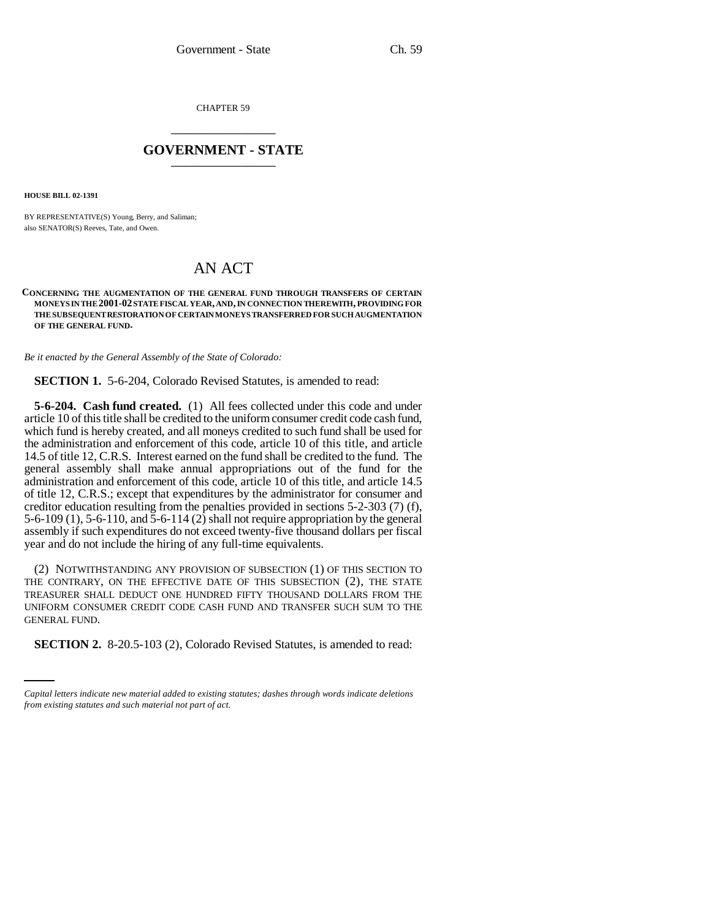CHAPTER 59

# GOVERNMENT - STATE

**HOUSE BILL 02-1391**

BY REPRESENTATIVE(S) Young, Berry, and Saliman;
also SENATOR(S) Reeves, Tate, and Owen.

## AN ACT

**CONCERNING THE AUGMENTATION OF THE GENERAL FUND THROUGH TRANSFERS OF CERTAIN MONEYS IN THE 2001-02 STATE FISCAL YEAR, AND, IN CONNECTION THEREWITH, PROVIDING FOR THE SUBSEQUENT RESTORATION OF CERTAIN MONEYS TRANSFERRED FOR SUCH AUGMENTATION OF THE GENERAL FUND.**

*Be it enacted by the General Assembly of the State of Colorado:*

**SECTION 1.** 5-6-204, Colorado Revised Statutes, is amended to read:

**5-6-204. Cash fund created.** (1) All fees collected under this code and under article 10 of this title shall be credited to the uniform consumer credit code cash fund, which fund is hereby created, and all moneys credited to such fund shall be used for the administration and enforcement of this code, article 10 of this title, and article 14.5 of title 12, C.R.S. Interest earned on the fund shall be credited to the fund. The general assembly shall make annual appropriations out of the fund for the administration and enforcement of this code, article 10 of this title, and article 14.5 of title 12, C.R.S.; except that expenditures by the administrator for consumer and creditor education resulting from the penalties provided in sections 5-2-303 (7) (f), 5-6-109 (1), 5-6-110, and 5-6-114 (2) shall not require appropriation by the general assembly if such expenditures do not exceed twenty-five thousand dollars per fiscal year and do not include the hiring of any full-time equivalents.

(2) NOTWITHSTANDING ANY PROVISION OF SUBSECTION (1) OF THIS SECTION TO THE CONTRARY, ON THE EFFECTIVE DATE OF THIS SUBSECTION (2), THE STATE TREASURER SHALL DEDUCT ONE HUNDRED FIFTY THOUSAND DOLLARS FROM THE UNIFORM CONSUMER CREDIT CODE CASH FUND AND TRANSFER SUCH SUM TO THE GENERAL FUND.

**SECTION 2.** 8-20.5-103 (2), Colorado Revised Statutes, is amended to read:

*Capital letters indicate new material added to existing statutes; dashes through words indicate deletions from existing statutes and such material not part of act.*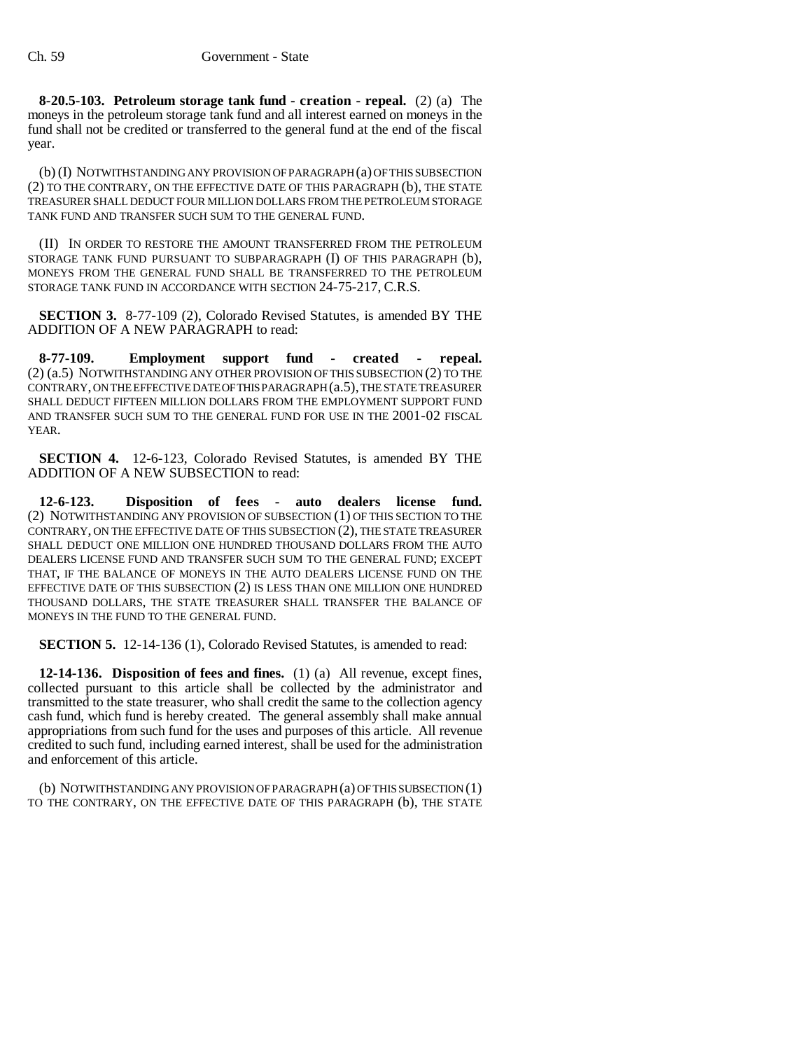**8-20.5-103. Petroleum storage tank fund - creation - repeal.** (2) (a) The moneys in the petroleum storage tank fund and all interest earned on moneys in the fund shall not be credited or transferred to the general fund at the end of the fiscal year.

(b) (I) NOTWITHSTANDING ANY PROVISION OF PARAGRAPH (a) OF THIS SUBSECTION (2) TO THE CONTRARY, ON THE EFFECTIVE DATE OF THIS PARAGRAPH (b), THE STATE TREASURER SHALL DEDUCT FOUR MILLION DOLLARS FROM THE PETROLEUM STORAGE TANK FUND AND TRANSFER SUCH SUM TO THE GENERAL FUND.

(II) IN ORDER TO RESTORE THE AMOUNT TRANSFERRED FROM THE PETROLEUM STORAGE TANK FUND PURSUANT TO SUBPARAGRAPH (I) OF THIS PARAGRAPH (b), MONEYS FROM THE GENERAL FUND SHALL BE TRANSFERRED TO THE PETROLEUM STORAGE TANK FUND IN ACCORDANCE WITH SECTION 24-75-217, C.R.S.

**SECTION 3.** 8-77-109 (2), Colorado Revised Statutes, is amended BY THE ADDITION OF A NEW PARAGRAPH to read:

**8-77-109. Employment support fund - created - repeal.** (2) (a.5) NOTWITHSTANDING ANY OTHER PROVISION OF THIS SUBSECTION (2) TO THE CONTRARY, ON THE EFFECTIVE DATE OF THIS PARAGRAPH (a.5), THE STATE TREASURER SHALL DEDUCT FIFTEEN MILLION DOLLARS FROM THE EMPLOYMENT SUPPORT FUND AND TRANSFER SUCH SUM TO THE GENERAL FUND FOR USE IN THE 2001-02 FISCAL YEAR.

**SECTION 4.** 12-6-123, Colorado Revised Statutes, is amended BY THE ADDITION OF A NEW SUBSECTION to read:

**12-6-123. Disposition of fees - auto dealers license fund.** (2) NOTWITHSTANDING ANY PROVISION OF SUBSECTION (1) OF THIS SECTION TO THE CONTRARY, ON THE EFFECTIVE DATE OF THIS SUBSECTION (2), THE STATE TREASURER SHALL DEDUCT ONE MILLION ONE HUNDRED THOUSAND DOLLARS FROM THE AUTO DEALERS LICENSE FUND AND TRANSFER SUCH SUM TO THE GENERAL FUND; EXCEPT THAT, IF THE BALANCE OF MONEYS IN THE AUTO DEALERS LICENSE FUND ON THE EFFECTIVE DATE OF THIS SUBSECTION (2) IS LESS THAN ONE MILLION ONE HUNDRED THOUSAND DOLLARS, THE STATE TREASURER SHALL TRANSFER THE BALANCE OF MONEYS IN THE FUND TO THE GENERAL FUND.

**SECTION 5.** 12-14-136 (1), Colorado Revised Statutes, is amended to read:

**12-14-136. Disposition of fees and fines.** (1) (a) All revenue, except fines, collected pursuant to this article shall be collected by the administrator and transmitted to the state treasurer, who shall credit the same to the collection agency cash fund, which fund is hereby created. The general assembly shall make annual appropriations from such fund for the uses and purposes of this article. All revenue credited to such fund, including earned interest, shall be used for the administration and enforcement of this article.

(b) NOTWITHSTANDING ANY PROVISION OF PARAGRAPH (a) OF THIS SUBSECTION (1) TO THE CONTRARY, ON THE EFFECTIVE DATE OF THIS PARAGRAPH (b), THE STATE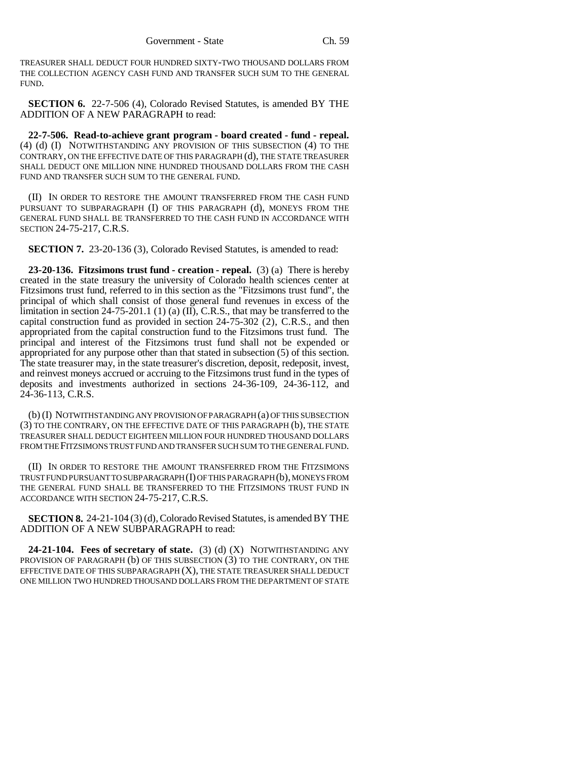TREASURER SHALL DEDUCT FOUR HUNDRED SIXTY-TWO THOUSAND DOLLARS FROM THE COLLECTION AGENCY CASH FUND AND TRANSFER SUCH SUM TO THE GENERAL FUND.

**SECTION 6.** 22-7-506 (4), Colorado Revised Statutes, is amended BY THE ADDITION OF A NEW PARAGRAPH to read:

**22-7-506. Read-to-achieve grant program - board created - fund - repeal.** (4) (d) (I) NOTWITHSTANDING ANY PROVISION OF THIS SUBSECTION (4) TO THE CONTRARY, ON THE EFFECTIVE DATE OF THIS PARAGRAPH (d), THE STATE TREASURER SHALL DEDUCT ONE MILLION NINE HUNDRED THOUSAND DOLLARS FROM THE CASH FUND AND TRANSFER SUCH SUM TO THE GENERAL FUND.

(II) IN ORDER TO RESTORE THE AMOUNT TRANSFERRED FROM THE CASH FUND PURSUANT TO SUBPARAGRAPH (I) OF THIS PARAGRAPH (d), MONEYS FROM THE GENERAL FUND SHALL BE TRANSFERRED TO THE CASH FUND IN ACCORDANCE WITH SECTION 24-75-217, C.R.S.

**SECTION 7.** 23-20-136 (3), Colorado Revised Statutes, is amended to read:

**23-20-136. Fitzsimons trust fund - creation - repeal.** (3) (a) There is hereby created in the state treasury the university of Colorado health sciences center at Fitzsimons trust fund, referred to in this section as the "Fitzsimons trust fund", the principal of which shall consist of those general fund revenues in excess of the limitation in section 24-75-201.1 (1) (a) (II), C.R.S., that may be transferred to the capital construction fund as provided in section 24-75-302 (2), C.R.S., and then appropriated from the capital construction fund to the Fitzsimons trust fund. The principal and interest of the Fitzsimons trust fund shall not be expended or appropriated for any purpose other than that stated in subsection (5) of this section. The state treasurer may, in the state treasurer's discretion, deposit, redeposit, invest, and reinvest moneys accrued or accruing to the Fitzsimons trust fund in the types of deposits and investments authorized in sections 24-36-109, 24-36-112, and 24-36-113, C.R.S.

(b) (I) NOTWITHSTANDING ANY PROVISION OF PARAGRAPH (a) OF THIS SUBSECTION (3) TO THE CONTRARY, ON THE EFFECTIVE DATE OF THIS PARAGRAPH (b), THE STATE TREASURER SHALL DEDUCT EIGHTEEN MILLION FOUR HUNDRED THOUSAND DOLLARS FROM THE FITZSIMONS TRUST FUND AND TRANSFER SUCH SUM TO THE GENERAL FUND.

(II) IN ORDER TO RESTORE THE AMOUNT TRANSFERRED FROM THE FITZSIMONS TRUST FUND PURSUANT TO SUBPARAGRAPH (I) OF THIS PARAGRAPH (b), MONEYS FROM THE GENERAL FUND SHALL BE TRANSFERRED TO THE FITZSIMONS TRUST FUND IN ACCORDANCE WITH SECTION 24-75-217, C.R.S.

**SECTION 8.** 24-21-104 (3) (d), Colorado Revised Statutes, is amended BY THE ADDITION OF A NEW SUBPARAGRAPH to read:

**24-21-104. Fees of secretary of state.** (3) (d) (X) NOTWITHSTANDING ANY PROVISION OF PARAGRAPH (b) OF THIS SUBSECTION (3) TO THE CONTRARY, ON THE EFFECTIVE DATE OF THIS SUBPARAGRAPH (X), THE STATE TREASURER SHALL DEDUCT ONE MILLION TWO HUNDRED THOUSAND DOLLARS FROM THE DEPARTMENT OF STATE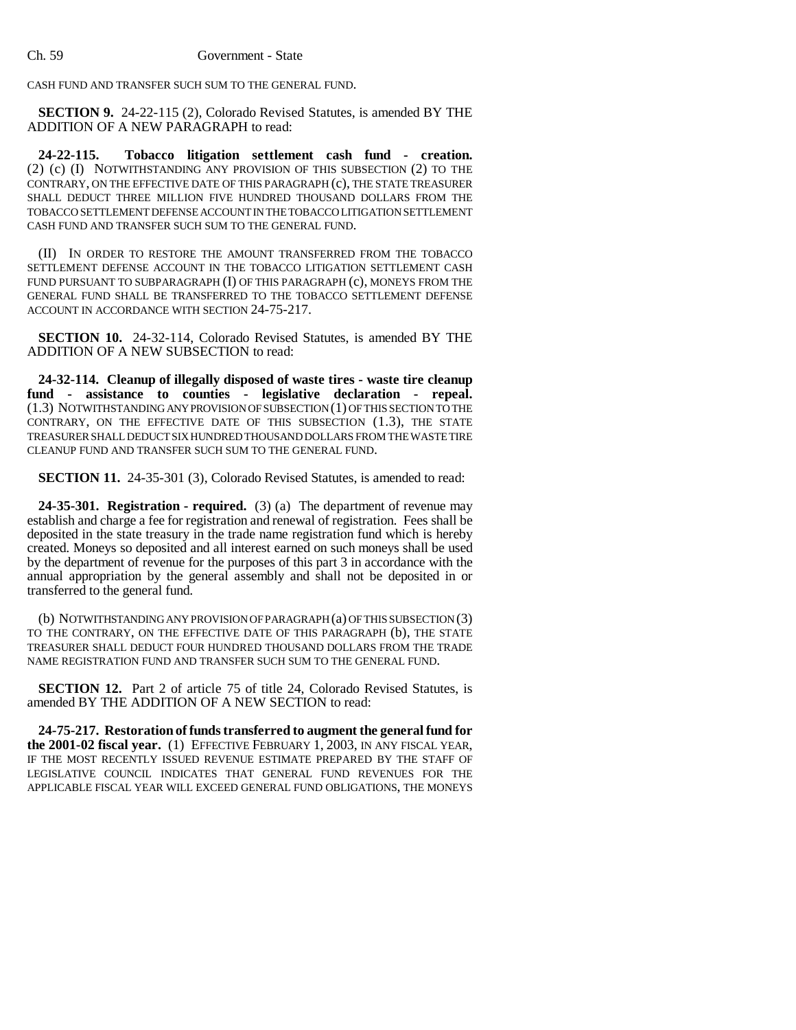CASH FUND AND TRANSFER SUCH SUM TO THE GENERAL FUND.

**SECTION 9.** 24-22-115 (2), Colorado Revised Statutes, is amended BY THE ADDITION OF A NEW PARAGRAPH to read:

**24-22-115. Tobacco litigation settlement cash fund - creation.** (2) (c) (I) NOTWITHSTANDING ANY PROVISION OF THIS SUBSECTION (2) TO THE CONTRARY, ON THE EFFECTIVE DATE OF THIS PARAGRAPH (c), THE STATE TREASURER SHALL DEDUCT THREE MILLION FIVE HUNDRED THOUSAND DOLLARS FROM THE TOBACCO SETTLEMENT DEFENSE ACCOUNT IN THE TOBACCO LITIGATION SETTLEMENT CASH FUND AND TRANSFER SUCH SUM TO THE GENERAL FUND.

(II) IN ORDER TO RESTORE THE AMOUNT TRANSFERRED FROM THE TOBACCO SETTLEMENT DEFENSE ACCOUNT IN THE TOBACCO LITIGATION SETTLEMENT CASH FUND PURSUANT TO SUBPARAGRAPH (I) OF THIS PARAGRAPH (c), MONEYS FROM THE GENERAL FUND SHALL BE TRANSFERRED TO THE TOBACCO SETTLEMENT DEFENSE ACCOUNT IN ACCORDANCE WITH SECTION 24-75-217.

**SECTION 10.** 24-32-114, Colorado Revised Statutes, is amended BY THE ADDITION OF A NEW SUBSECTION to read:

**24-32-114. Cleanup of illegally disposed of waste tires - waste tire cleanup fund - assistance to counties - legislative declaration - repeal.** (1.3) NOTWITHSTANDING ANY PROVISION OF SUBSECTION (1) OF THIS SECTION TO THE CONTRARY, ON THE EFFECTIVE DATE OF THIS SUBSECTION (1.3), THE STATE TREASURER SHALL DEDUCT SIX HUNDRED THOUSAND DOLLARS FROM THE WASTE TIRE CLEANUP FUND AND TRANSFER SUCH SUM TO THE GENERAL FUND.

**SECTION 11.** 24-35-301 (3), Colorado Revised Statutes, is amended to read:

**24-35-301. Registration - required.** (3) (a) The department of revenue may establish and charge a fee for registration and renewal of registration. Fees shall be deposited in the state treasury in the trade name registration fund which is hereby created. Moneys so deposited and all interest earned on such moneys shall be used by the department of revenue for the purposes of this part 3 in accordance with the annual appropriation by the general assembly and shall not be deposited in or transferred to the general fund.

(b) NOTWITHSTANDING ANY PROVISION OF PARAGRAPH (a) OF THIS SUBSECTION (3) TO THE CONTRARY, ON THE EFFECTIVE DATE OF THIS PARAGRAPH (b), THE STATE TREASURER SHALL DEDUCT FOUR HUNDRED THOUSAND DOLLARS FROM THE TRADE NAME REGISTRATION FUND AND TRANSFER SUCH SUM TO THE GENERAL FUND.

**SECTION 12.** Part 2 of article 75 of title 24, Colorado Revised Statutes, is amended BY THE ADDITION OF A NEW SECTION to read:

**24-75-217. Restoration of funds transferred to augment the general fund for the 2001-02 fiscal year.** (1) EFFECTIVE FEBRUARY 1, 2003, IN ANY FISCAL YEAR, IF THE MOST RECENTLY ISSUED REVENUE ESTIMATE PREPARED BY THE STAFF OF LEGISLATIVE COUNCIL INDICATES THAT GENERAL FUND REVENUES FOR THE APPLICABLE FISCAL YEAR WILL EXCEED GENERAL FUND OBLIGATIONS, THE MONEYS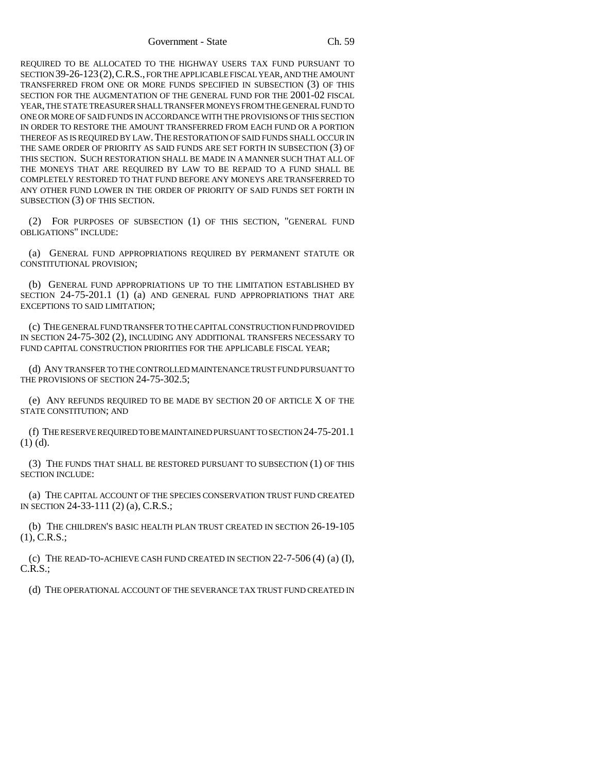REQUIRED TO BE ALLOCATED TO THE HIGHWAY USERS TAX FUND PURSUANT TO SECTION 39-26-123 (2), C.R.S., FOR THE APPLICABLE FISCAL YEAR, AND THE AMOUNT TRANSFERRED FROM ONE OR MORE FUNDS SPECIFIED IN SUBSECTION (3) OF THIS SECTION FOR THE AUGMENTATION OF THE GENERAL FUND FOR THE 2001-02 FISCAL YEAR, THE STATE TREASURER SHALL TRANSFER MONEYS FROM THE GENERAL FUND TO ONE OR MORE OF SAID FUNDS IN ACCORDANCE WITH THE PROVISIONS OF THIS SECTION IN ORDER TO RESTORE THE AMOUNT TRANSFERRED FROM EACH FUND OR A PORTION THEREOF AS IS REQUIRED BY LAW. THE RESTORATION OF SAID FUNDS SHALL OCCUR IN THE SAME ORDER OF PRIORITY AS SAID FUNDS ARE SET FORTH IN SUBSECTION (3) OF THIS SECTION. SUCH RESTORATION SHALL BE MADE IN A MANNER SUCH THAT ALL OF THE MONEYS THAT ARE REQUIRED BY LAW TO BE REPAID TO A FUND SHALL BE COMPLETELY RESTORED TO THAT FUND BEFORE ANY MONEYS ARE TRANSFERRED TO ANY OTHER FUND LOWER IN THE ORDER OF PRIORITY OF SAID FUNDS SET FORTH IN SUBSECTION (3) OF THIS SECTION.

(2) FOR PURPOSES OF SUBSECTION (1) OF THIS SECTION, "GENERAL FUND OBLIGATIONS" INCLUDE:

(a) GENERAL FUND APPROPRIATIONS REQUIRED BY PERMANENT STATUTE OR CONSTITUTIONAL PROVISION;

(b) GENERAL FUND APPROPRIATIONS UP TO THE LIMITATION ESTABLISHED BY SECTION 24-75-201.1 (1) (a) AND GENERAL FUND APPROPRIATIONS THAT ARE EXCEPTIONS TO SAID LIMITATION;

(c) THE GENERAL FUND TRANSFER TO THE CAPITAL CONSTRUCTION FUND PROVIDED IN SECTION 24-75-302 (2), INCLUDING ANY ADDITIONAL TRANSFERS NECESSARY TO FUND CAPITAL CONSTRUCTION PRIORITIES FOR THE APPLICABLE FISCAL YEAR;

(d) ANY TRANSFER TO THE CONTROLLED MAINTENANCE TRUST FUND PURSUANT TO THE PROVISIONS OF SECTION 24-75-302.5;

(e) ANY REFUNDS REQUIRED TO BE MADE BY SECTION 20 OF ARTICLE X OF THE STATE CONSTITUTION; AND

(f) THE RESERVE REQUIRED TO BE MAINTAINED PURSUANT TO SECTION 24-75-201.1 (1) (d).

(3) THE FUNDS THAT SHALL BE RESTORED PURSUANT TO SUBSECTION (1) OF THIS SECTION INCLUDE:

(a) THE CAPITAL ACCOUNT OF THE SPECIES CONSERVATION TRUST FUND CREATED IN SECTION 24-33-111 (2) (a), C.R.S.;

(b) THE CHILDREN'S BASIC HEALTH PLAN TRUST CREATED IN SECTION 26-19-105 (1), C.R.S.;

(c) THE READ-TO-ACHIEVE CASH FUND CREATED IN SECTION 22-7-506 (4) (a) (I), C.R.S.;

(d) THE OPERATIONAL ACCOUNT OF THE SEVERANCE TAX TRUST FUND CREATED IN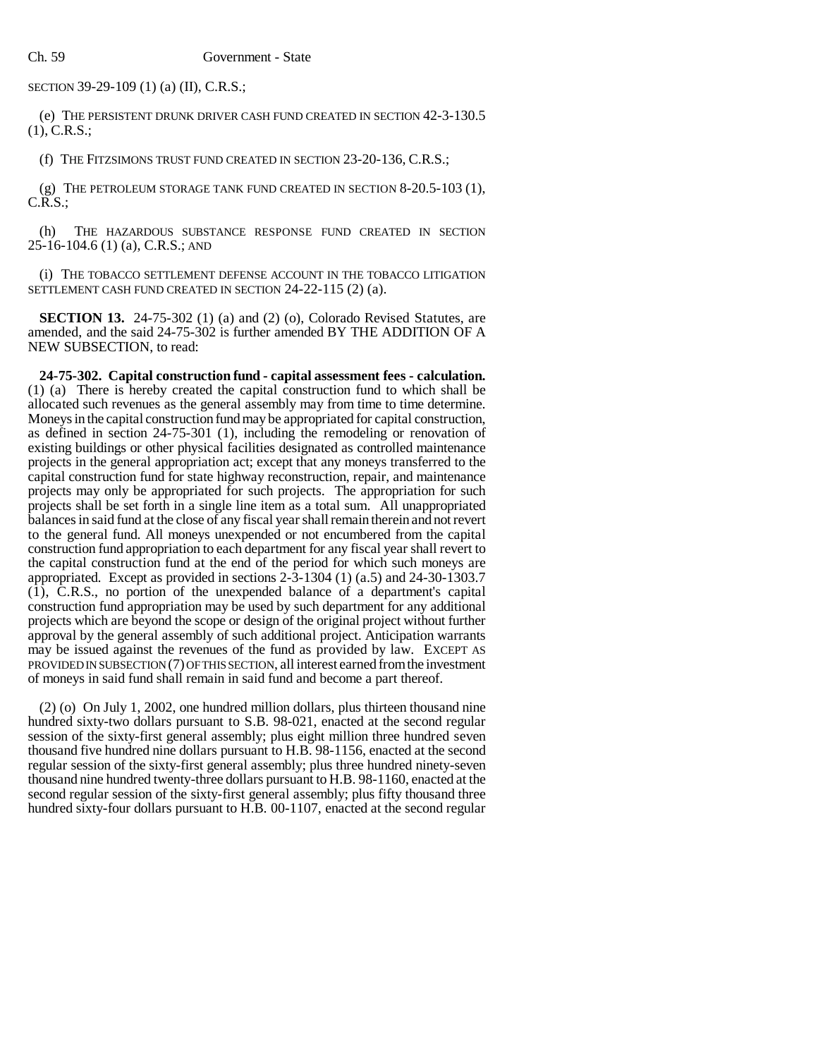SECTION 39-29-109 (1) (a) (II), C.R.S.;

(e) THE PERSISTENT DRUNK DRIVER CASH FUND CREATED IN SECTION 42-3-130.5 (1), C.R.S.;

(f) THE FITZSIMONS TRUST FUND CREATED IN SECTION 23-20-136, C.R.S.;

(g) THE PETROLEUM STORAGE TANK FUND CREATED IN SECTION 8-20.5-103 (1), C.R.S.;

(h) THE HAZARDOUS SUBSTANCE RESPONSE FUND CREATED IN SECTION 25-16-104.6 (1) (a), C.R.S.; AND

(i) THE TOBACCO SETTLEMENT DEFENSE ACCOUNT IN THE TOBACCO LITIGATION SETTLEMENT CASH FUND CREATED IN SECTION 24-22-115 (2) (a).

**SECTION 13.** 24-75-302 (1) (a) and (2) (o), Colorado Revised Statutes, are amended, and the said 24-75-302 is further amended BY THE ADDITION OF A NEW SUBSECTION, to read:

**24-75-302. Capital construction fund - capital assessment fees - calculation.** (1) (a) There is hereby created the capital construction fund to which shall be allocated such revenues as the general assembly may from time to time determine. Moneys in the capital construction fund may be appropriated for capital construction, as defined in section 24-75-301 (1), including the remodeling or renovation of existing buildings or other physical facilities designated as controlled maintenance projects in the general appropriation act; except that any moneys transferred to the capital construction fund for state highway reconstruction, repair, and maintenance projects may only be appropriated for such projects. The appropriation for such projects shall be set forth in a single line item as a total sum. All unappropriated balances in said fund at the close of any fiscal year shall remain therein and not revert to the general fund. All moneys unexpended or not encumbered from the capital construction fund appropriation to each department for any fiscal year shall revert to the capital construction fund at the end of the period for which such moneys are appropriated. Except as provided in sections 2-3-1304 (1) (a.5) and 24-30-1303.7 (1), C.R.S., no portion of the unexpended balance of a department's capital construction fund appropriation may be used by such department for any additional projects which are beyond the scope or design of the original project without further approval by the general assembly of such additional project. Anticipation warrants may be issued against the revenues of the fund as provided by law. EXCEPT AS PROVIDED IN SUBSECTION (7) OF THIS SECTION, all interest earned from the investment of moneys in said fund shall remain in said fund and become a part thereof.

(2) (o) On July 1, 2002, one hundred million dollars, plus thirteen thousand nine hundred sixty-two dollars pursuant to S.B. 98-021, enacted at the second regular session of the sixty-first general assembly; plus eight million three hundred seven thousand five hundred nine dollars pursuant to H.B. 98-1156, enacted at the second regular session of the sixty-first general assembly; plus three hundred ninety-seven thousand nine hundred twenty-three dollars pursuant to H.B. 98-1160, enacted at the second regular session of the sixty-first general assembly; plus fifty thousand three hundred sixty-four dollars pursuant to H.B. 00-1107, enacted at the second regular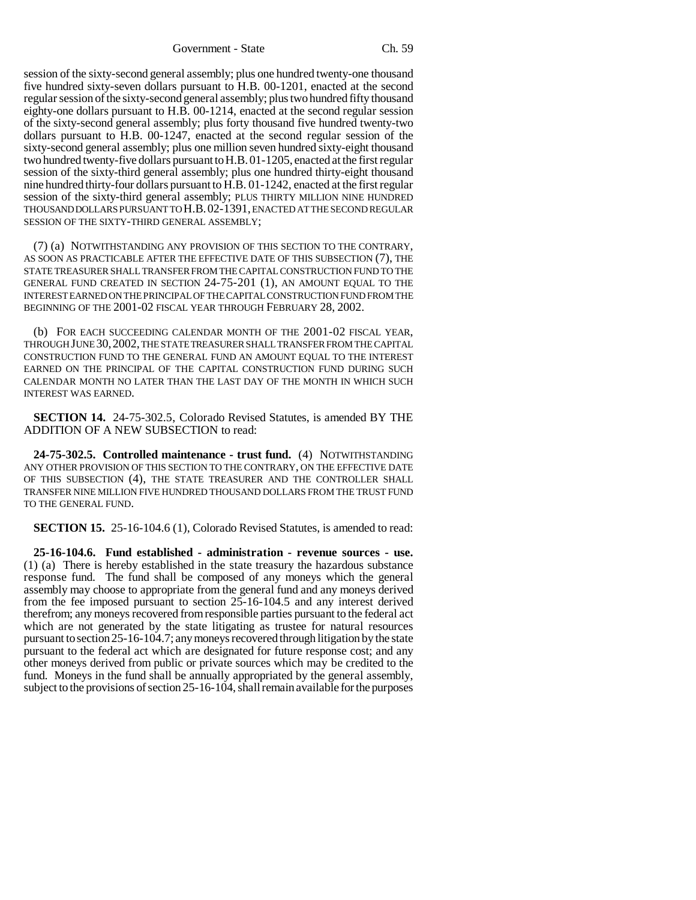session of the sixty-second general assembly; plus one hundred twenty-one thousand five hundred sixty-seven dollars pursuant to H.B. 00-1201, enacted at the second regular session of the sixty-second general assembly; plus two hundred fifty thousand eighty-one dollars pursuant to H.B. 00-1214, enacted at the second regular session of the sixty-second general assembly; plus forty thousand five hundred twenty-two dollars pursuant to H.B. 00-1247, enacted at the second regular session of the sixty-second general assembly; plus one million seven hundred sixty-eight thousand two hundred twenty-five dollars pursuant to H.B. 01-1205, enacted at the first regular session of the sixty-third general assembly; plus one hundred thirty-eight thousand nine hundred thirty-four dollars pursuant to H.B. 01-1242, enacted at the first regular session of the sixty-third general assembly; PLUS THIRTY MILLION NINE HUNDRED THOUSAND DOLLARS PURSUANT TO H.B. 02-1391, ENACTED AT THE SECOND REGULAR SESSION OF THE SIXTY-THIRD GENERAL ASSEMBLY;

(7) (a) NOTWITHSTANDING ANY PROVISION OF THIS SECTION TO THE CONTRARY, AS SOON AS PRACTICABLE AFTER THE EFFECTIVE DATE OF THIS SUBSECTION (7), THE STATE TREASURER SHALL TRANSFER FROM THE CAPITAL CONSTRUCTION FUND TO THE GENERAL FUND CREATED IN SECTION 24-75-201 (1), AN AMOUNT EQUAL TO THE INTEREST EARNED ON THE PRINCIPAL OF THE CAPITAL CONSTRUCTION FUND FROM THE BEGINNING OF THE 2001-02 FISCAL YEAR THROUGH FEBRUARY 28, 2002.

(b) FOR EACH SUCCEEDING CALENDAR MONTH OF THE 2001-02 FISCAL YEAR, THROUGH JUNE 30, 2002, THE STATE TREASURER SHALL TRANSFER FROM THE CAPITAL CONSTRUCTION FUND TO THE GENERAL FUND AN AMOUNT EQUAL TO THE INTEREST EARNED ON THE PRINCIPAL OF THE CAPITAL CONSTRUCTION FUND DURING SUCH CALENDAR MONTH NO LATER THAN THE LAST DAY OF THE MONTH IN WHICH SUCH INTEREST WAS EARNED.

**SECTION 14.** 24-75-302.5, Colorado Revised Statutes, is amended BY THE ADDITION OF A NEW SUBSECTION to read:

**24-75-302.5. Controlled maintenance - trust fund.** (4) NOTWITHSTANDING ANY OTHER PROVISION OF THIS SECTION TO THE CONTRARY, ON THE EFFECTIVE DATE OF THIS SUBSECTION (4), THE STATE TREASURER AND THE CONTROLLER SHALL TRANSFER NINE MILLION FIVE HUNDRED THOUSAND DOLLARS FROM THE TRUST FUND TO THE GENERAL FUND.

**SECTION 15.** 25-16-104.6 (1), Colorado Revised Statutes, is amended to read:

**25-16-104.6. Fund established - administration - revenue sources - use.** (1) (a) There is hereby established in the state treasury the hazardous substance response fund. The fund shall be composed of any moneys which the general assembly may choose to appropriate from the general fund and any moneys derived from the fee imposed pursuant to section 25-16-104.5 and any interest derived therefrom; any moneys recovered from responsible parties pursuant to the federal act which are not generated by the state litigating as trustee for natural resources pursuant to section 25-16-104.7; any moneys recovered through litigation by the state pursuant to the federal act which are designated for future response cost; and any other moneys derived from public or private sources which may be credited to the fund. Moneys in the fund shall be annually appropriated by the general assembly, subject to the provisions of section 25-16-104, shall remain available for the purposes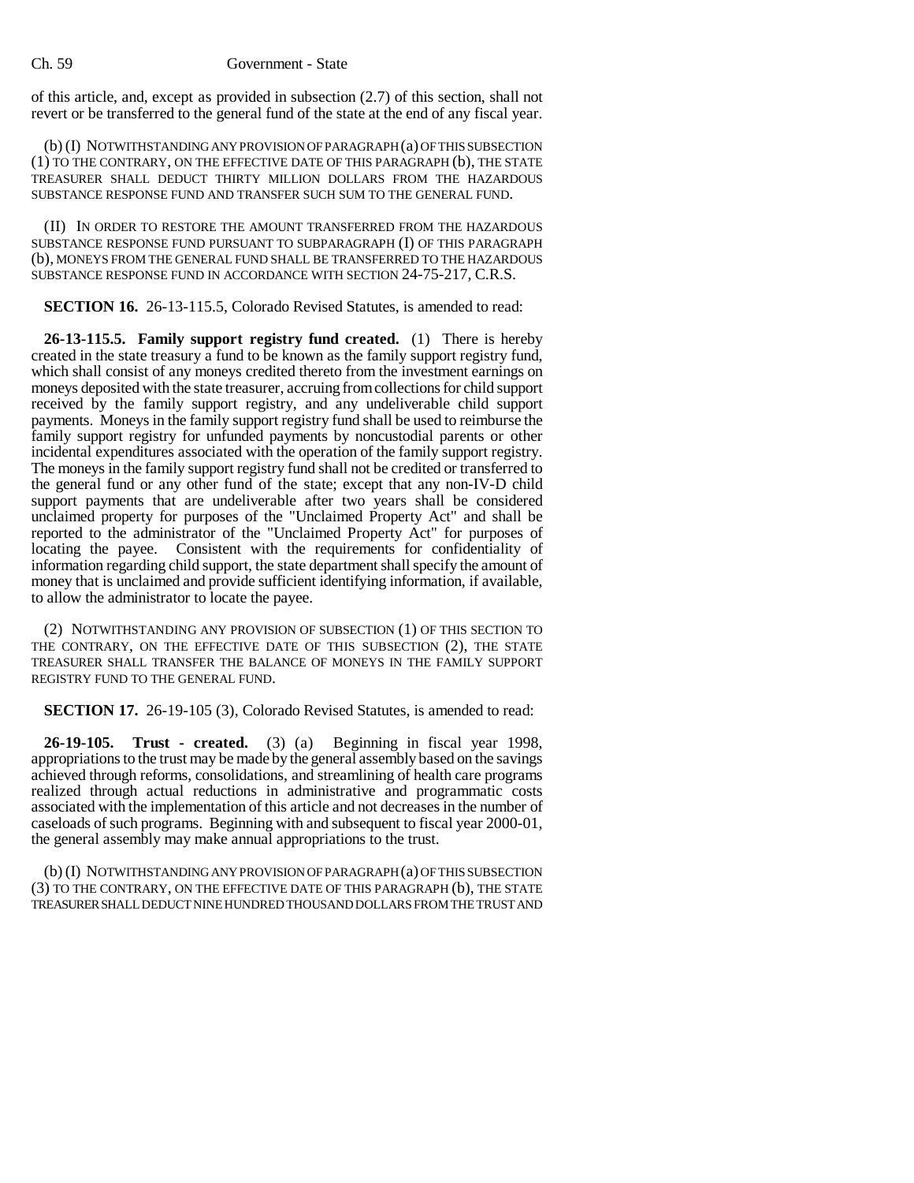of this article, and, except as provided in subsection (2.7) of this section, shall not revert or be transferred to the general fund of the state at the end of any fiscal year.

(b) (I) NOTWITHSTANDING ANY PROVISION OF PARAGRAPH (a) OF THIS SUBSECTION (1) TO THE CONTRARY, ON THE EFFECTIVE DATE OF THIS PARAGRAPH (b), THE STATE TREASURER SHALL DEDUCT THIRTY MILLION DOLLARS FROM THE HAZARDOUS SUBSTANCE RESPONSE FUND AND TRANSFER SUCH SUM TO THE GENERAL FUND.

(II) IN ORDER TO RESTORE THE AMOUNT TRANSFERRED FROM THE HAZARDOUS SUBSTANCE RESPONSE FUND PURSUANT TO SUBPARAGRAPH (I) OF THIS PARAGRAPH (b), MONEYS FROM THE GENERAL FUND SHALL BE TRANSFERRED TO THE HAZARDOUS SUBSTANCE RESPONSE FUND IN ACCORDANCE WITH SECTION 24-75-217, C.R.S.

**SECTION 16.** 26-13-115.5, Colorado Revised Statutes, is amended to read:

**26-13-115.5. Family support registry fund created.** (1) There is hereby created in the state treasury a fund to be known as the family support registry fund, which shall consist of any moneys credited thereto from the investment earnings on moneys deposited with the state treasurer, accruing from collections for child support received by the family support registry, and any undeliverable child support payments. Moneys in the family support registry fund shall be used to reimburse the family support registry for unfunded payments by noncustodial parents or other incidental expenditures associated with the operation of the family support registry. The moneys in the family support registry fund shall not be credited or transferred to the general fund or any other fund of the state; except that any non-IV-D child support payments that are undeliverable after two years shall be considered unclaimed property for purposes of the "Unclaimed Property Act" and shall be reported to the administrator of the "Unclaimed Property Act" for purposes of locating the payee. Consistent with the requirements for confidentiality of information regarding child support, the state department shall specify the amount of money that is unclaimed and provide sufficient identifying information, if available, to allow the administrator to locate the payee.

(2) NOTWITHSTANDING ANY PROVISION OF SUBSECTION (1) OF THIS SECTION TO THE CONTRARY, ON THE EFFECTIVE DATE OF THIS SUBSECTION (2), THE STATE TREASURER SHALL TRANSFER THE BALANCE OF MONEYS IN THE FAMILY SUPPORT REGISTRY FUND TO THE GENERAL FUND.

**SECTION 17.** 26-19-105 (3), Colorado Revised Statutes, is amended to read:

**26-19-105. Trust - created.** (3) (a) Beginning in fiscal year 1998, appropriations to the trust may be made by the general assembly based on the savings achieved through reforms, consolidations, and streamlining of health care programs realized through actual reductions in administrative and programmatic costs associated with the implementation of this article and not decreases in the number of caseloads of such programs. Beginning with and subsequent to fiscal year 2000-01, the general assembly may make annual appropriations to the trust.

(b) (I) NOTWITHSTANDING ANY PROVISION OF PARAGRAPH (a) OF THIS SUBSECTION (3) TO THE CONTRARY, ON THE EFFECTIVE DATE OF THIS PARAGRAPH (b), THE STATE TREASURER SHALL DEDUCT NINE HUNDRED THOUSAND DOLLARS FROM THE TRUST AND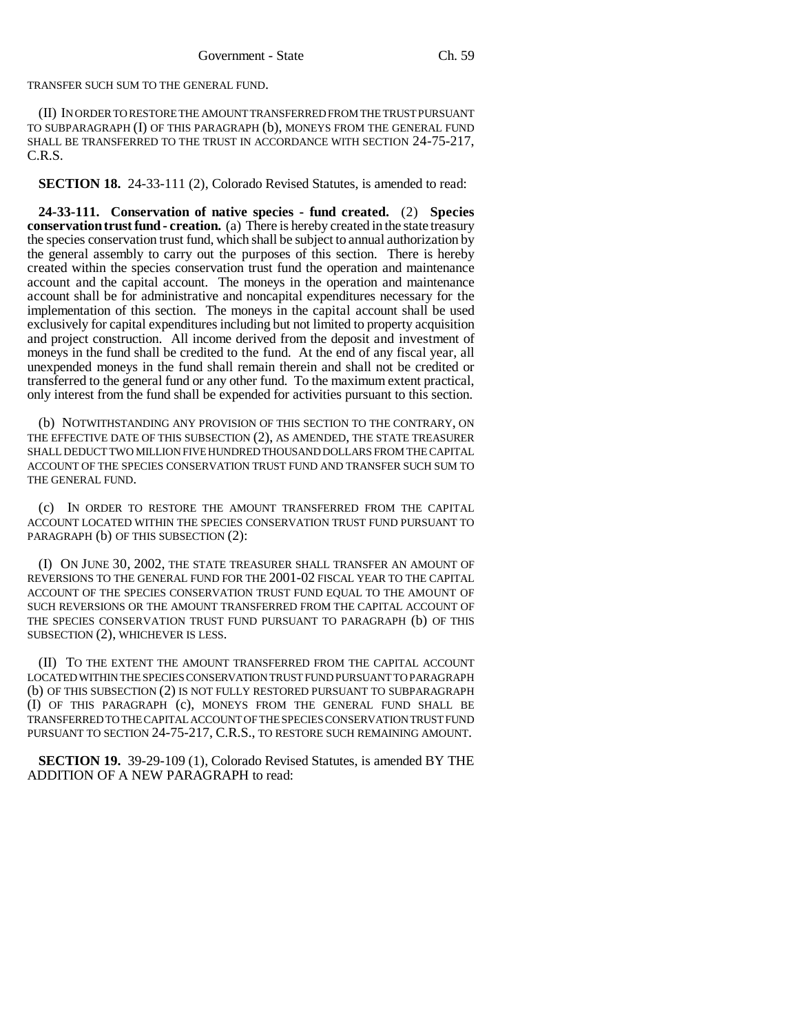TRANSFER SUCH SUM TO THE GENERAL FUND.

(II) IN ORDER TO RESTORE THE AMOUNT TRANSFERRED FROM THE TRUST PURSUANT TO SUBPARAGRAPH (I) OF THIS PARAGRAPH (b), MONEYS FROM THE GENERAL FUND SHALL BE TRANSFERRED TO THE TRUST IN ACCORDANCE WITH SECTION 24-75-217, C.R.S.

**SECTION 18.** 24-33-111 (2), Colorado Revised Statutes, is amended to read:

**24-33-111. Conservation of native species - fund created.** (2) **Species conservation trust fund - creation.** (a) There is hereby created in the state treasury the species conservation trust fund, which shall be subject to annual authorization by the general assembly to carry out the purposes of this section. There is hereby created within the species conservation trust fund the operation and maintenance account and the capital account. The moneys in the operation and maintenance account shall be for administrative and noncapital expenditures necessary for the implementation of this section. The moneys in the capital account shall be used exclusively for capital expenditures including but not limited to property acquisition and project construction. All income derived from the deposit and investment of moneys in the fund shall be credited to the fund. At the end of any fiscal year, all unexpended moneys in the fund shall remain therein and shall not be credited or transferred to the general fund or any other fund. To the maximum extent practical, only interest from the fund shall be expended for activities pursuant to this section.

(b) NOTWITHSTANDING ANY PROVISION OF THIS SECTION TO THE CONTRARY, ON THE EFFECTIVE DATE OF THIS SUBSECTION (2), AS AMENDED, THE STATE TREASURER SHALL DEDUCT TWO MILLION FIVE HUNDRED THOUSAND DOLLARS FROM THE CAPITAL ACCOUNT OF THE SPECIES CONSERVATION TRUST FUND AND TRANSFER SUCH SUM TO THE GENERAL FUND.

(c) IN ORDER TO RESTORE THE AMOUNT TRANSFERRED FROM THE CAPITAL ACCOUNT LOCATED WITHIN THE SPECIES CONSERVATION TRUST FUND PURSUANT TO PARAGRAPH (b) OF THIS SUBSECTION (2):

(I) ON JUNE 30, 2002, THE STATE TREASURER SHALL TRANSFER AN AMOUNT OF REVERSIONS TO THE GENERAL FUND FOR THE 2001-02 FISCAL YEAR TO THE CAPITAL ACCOUNT OF THE SPECIES CONSERVATION TRUST FUND EQUAL TO THE AMOUNT OF SUCH REVERSIONS OR THE AMOUNT TRANSFERRED FROM THE CAPITAL ACCOUNT OF THE SPECIES CONSERVATION TRUST FUND PURSUANT TO PARAGRAPH (b) OF THIS SUBSECTION (2), WHICHEVER IS LESS.

(II) TO THE EXTENT THE AMOUNT TRANSFERRED FROM THE CAPITAL ACCOUNT LOCATED WITHIN THE SPECIES CONSERVATION TRUST FUND PURSUANT TO PARAGRAPH (b) OF THIS SUBSECTION (2) IS NOT FULLY RESTORED PURSUANT TO SUBPARAGRAPH (I) OF THIS PARAGRAPH (c), MONEYS FROM THE GENERAL FUND SHALL BE TRANSFERRED TO THE CAPITAL ACCOUNT OF THE SPECIES CONSERVATION TRUST FUND PURSUANT TO SECTION 24-75-217, C.R.S., TO RESTORE SUCH REMAINING AMOUNT.

**SECTION 19.** 39-29-109 (1), Colorado Revised Statutes, is amended BY THE ADDITION OF A NEW PARAGRAPH to read: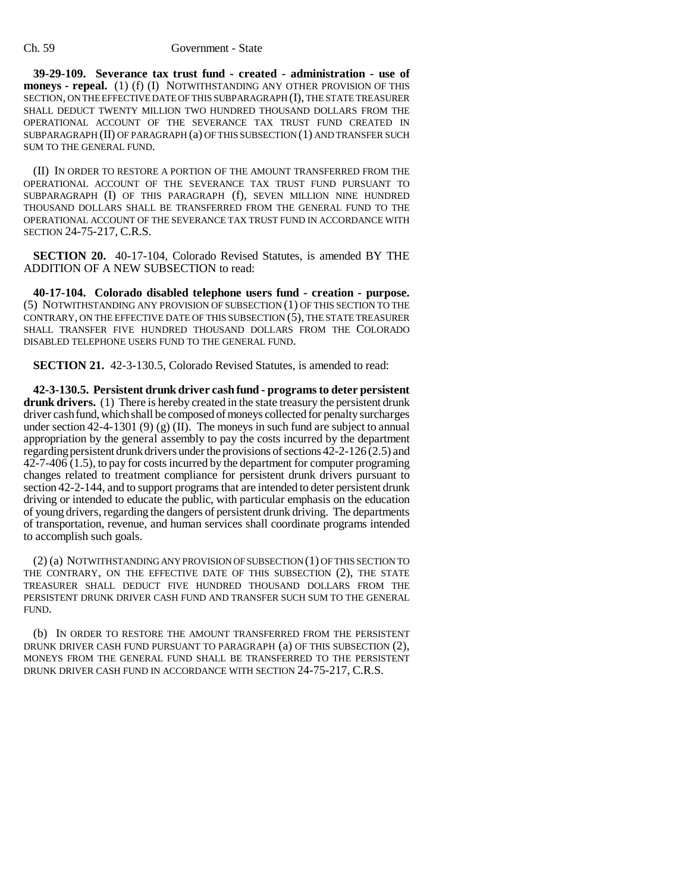**39-29-109. Severance tax trust fund - created - administration - use of moneys - repeal.** (1) (f) (I) NOTWITHSTANDING ANY OTHER PROVISION OF THIS SECTION, ON THE EFFECTIVE DATE OF THIS SUBPARAGRAPH (I), THE STATE TREASURER SHALL DEDUCT TWENTY MILLION TWO HUNDRED THOUSAND DOLLARS FROM THE OPERATIONAL ACCOUNT OF THE SEVERANCE TAX TRUST FUND CREATED IN SUBPARAGRAPH (II) OF PARAGRAPH (a) OF THIS SUBSECTION (1) AND TRANSFER SUCH SUM TO THE GENERAL FUND.

(II) IN ORDER TO RESTORE A PORTION OF THE AMOUNT TRANSFERRED FROM THE OPERATIONAL ACCOUNT OF THE SEVERANCE TAX TRUST FUND PURSUANT TO SUBPARAGRAPH (I) OF THIS PARAGRAPH (f), SEVEN MILLION NINE HUNDRED THOUSAND DOLLARS SHALL BE TRANSFERRED FROM THE GENERAL FUND TO THE OPERATIONAL ACCOUNT OF THE SEVERANCE TAX TRUST FUND IN ACCORDANCE WITH SECTION 24-75-217, C.R.S.

**SECTION 20.** 40-17-104, Colorado Revised Statutes, is amended BY THE ADDITION OF A NEW SUBSECTION to read:

**40-17-104. Colorado disabled telephone users fund - creation - purpose.** (5) NOTWITHSTANDING ANY PROVISION OF SUBSECTION (1) OF THIS SECTION TO THE CONTRARY, ON THE EFFECTIVE DATE OF THIS SUBSECTION (5), THE STATE TREASURER SHALL TRANSFER FIVE HUNDRED THOUSAND DOLLARS FROM THE COLORADO DISABLED TELEPHONE USERS FUND TO THE GENERAL FUND.

**SECTION 21.** 42-3-130.5, Colorado Revised Statutes, is amended to read:

**42-3-130.5. Persistent drunk driver cash fund - programs to deter persistent drunk drivers.** (1) There is hereby created in the state treasury the persistent drunk driver cash fund, which shall be composed of moneys collected for penalty surcharges under section 42-4-1301 (9) (g) (II). The moneys in such fund are subject to annual appropriation by the general assembly to pay the costs incurred by the department regarding persistent drunk drivers under the provisions of sections 42-2-126 (2.5) and 42-7-406 (1.5), to pay for costs incurred by the department for computer programing changes related to treatment compliance for persistent drunk drivers pursuant to section 42-2-144, and to support programs that are intended to deter persistent drunk driving or intended to educate the public, with particular emphasis on the education of young drivers, regarding the dangers of persistent drunk driving. The departments of transportation, revenue, and human services shall coordinate programs intended to accomplish such goals.

(2) (a) NOTWITHSTANDING ANY PROVISION OF SUBSECTION (1) OF THIS SECTION TO THE CONTRARY, ON THE EFFECTIVE DATE OF THIS SUBSECTION (2), THE STATE TREASURER SHALL DEDUCT FIVE HUNDRED THOUSAND DOLLARS FROM THE PERSISTENT DRUNK DRIVER CASH FUND AND TRANSFER SUCH SUM TO THE GENERAL FUND.

(b) IN ORDER TO RESTORE THE AMOUNT TRANSFERRED FROM THE PERSISTENT DRUNK DRIVER CASH FUND PURSUANT TO PARAGRAPH (a) OF THIS SUBSECTION (2), MONEYS FROM THE GENERAL FUND SHALL BE TRANSFERRED TO THE PERSISTENT DRUNK DRIVER CASH FUND IN ACCORDANCE WITH SECTION 24-75-217, C.R.S.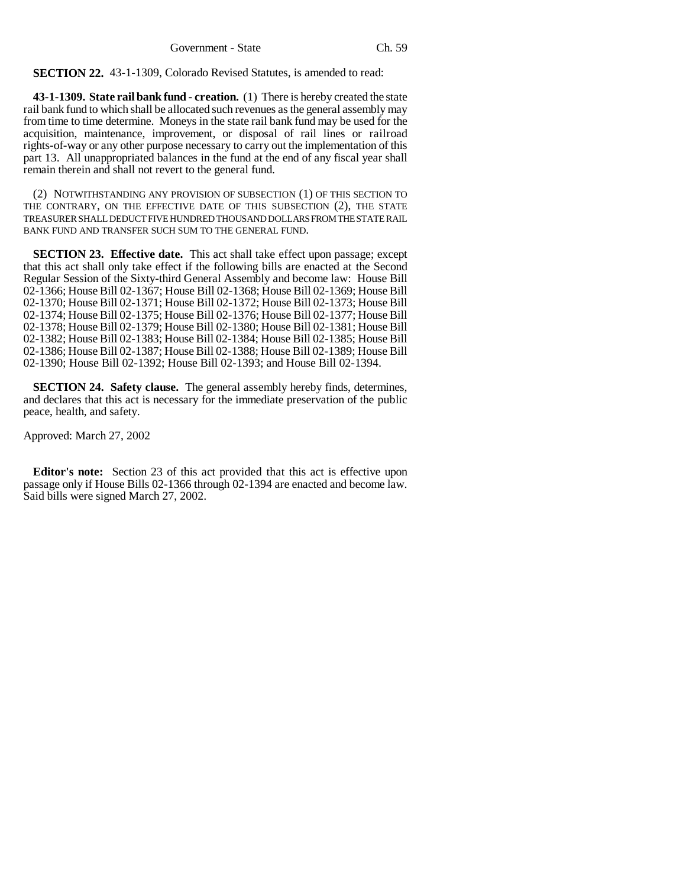**SECTION 22.** 43-1-1309, Colorado Revised Statutes, is amended to read:

**43-1-1309. State rail bank fund - creation.** (1) There is hereby created the state rail bank fund to which shall be allocated such revenues as the general assembly may from time to time determine. Moneys in the state rail bank fund may be used for the acquisition, maintenance, improvement, or disposal of rail lines or railroad rights-of-way or any other purpose necessary to carry out the implementation of this part 13. All unappropriated balances in the fund at the end of any fiscal year shall remain therein and shall not revert to the general fund.

(2) NOTWITHSTANDING ANY PROVISION OF SUBSECTION (1) OF THIS SECTION TO THE CONTRARY, ON THE EFFECTIVE DATE OF THIS SUBSECTION (2), THE STATE TREASURER SHALL DEDUCT FIVE HUNDRED THOUSAND DOLLARS FROM THE STATE RAIL BANK FUND AND TRANSFER SUCH SUM TO THE GENERAL FUND.

**SECTION 23. Effective date.** This act shall take effect upon passage; except that this act shall only take effect if the following bills are enacted at the Second Regular Session of the Sixty-third General Assembly and become law: House Bill 02-1366; House Bill 02-1367; House Bill 02-1368; House Bill 02-1369; House Bill 02-1370; House Bill 02-1371; House Bill 02-1372; House Bill 02-1373; House Bill 02-1374; House Bill 02-1375; House Bill 02-1376; House Bill 02-1377; House Bill 02-1378; House Bill 02-1379; House Bill 02-1380; House Bill 02-1381; House Bill 02-1382; House Bill 02-1383; House Bill 02-1384; House Bill 02-1385; House Bill 02-1386; House Bill 02-1387; House Bill 02-1388; House Bill 02-1389; House Bill 02-1390; House Bill 02-1392; House Bill 02-1393; and House Bill 02-1394.

**SECTION 24. Safety clause.** The general assembly hereby finds, determines, and declares that this act is necessary for the immediate preservation of the public peace, health, and safety.

Approved: March 27, 2002

**Editor's note:** Section 23 of this act provided that this act is effective upon passage only if House Bills 02-1366 through 02-1394 are enacted and become law. Said bills were signed March 27, 2002.